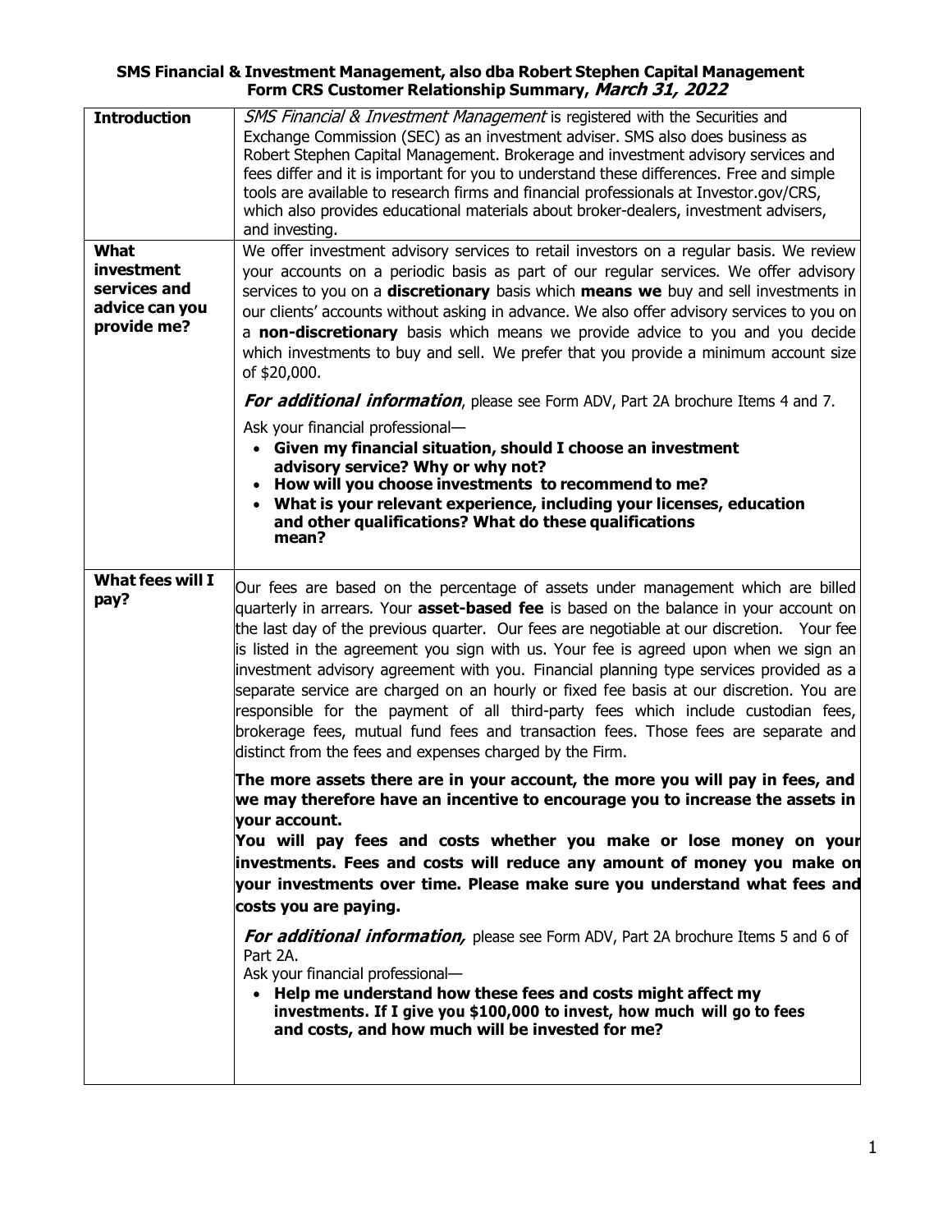**SMS Financial & Investment Management, also dba Robert Stephen Capital Management**
**Form CRS Customer Relationship Summary, *March 31, 2022***

| | |
|---|---|
| **Introduction** | *SMS Financial & Investment Management* is registered with the Securities and Exchange Commission (SEC) as an investment adviser. SMS also does business as Robert Stephen Capital Management. Brokerage and investment advisory services and fees differ and it is important for you to understand these differences. Free and simple tools are available to research firms and financial professionals at Investor.gov/CRS, which also provides educational materials about broker-dealers, investment advisers, and investing. |
| **What investment services and advice can you provide me?** | We offer investment advisory services to retail investors on a regular basis. We review your accounts on a periodic basis as part of our regular services. We offer advisory services to you on a **discretionary** basis which **means we** buy and sell investments in our clients' accounts without asking in advance. We also offer advisory services to you on a **non-discretionary** basis which means we provide advice to you and you decide which investments to buy and sell. We prefer that you provide a minimum account size of $20,000.<br><br>***For additional information***, please see Form ADV, Part 2A brochure Items 4 and 7.<br><br>Ask your financial professional—<br>• **Given my financial situation, should I choose an investment advisory service? Why or why not?**<br>• **How will you choose investments to recommend to me?**<br>• **What is your relevant experience, including your licenses, education and other qualifications? What do these qualifications mean?** |
| **What fees will I pay?** | Our fees are based on the percentage of assets under management which are billed quarterly in arrears. Your **asset-based fee** is based on the balance in your account on the last day of the previous quarter. Our fees are negotiable at our discretion. Your fee is listed in the agreement you sign with us. Your fee is agreed upon when we sign an investment advisory agreement with you. Financial planning type services provided as a separate service are charged on an hourly or fixed fee basis at our discretion. You are responsible for the payment of all third-party fees which include custodian fees, brokerage fees, mutual fund fees and transaction fees. Those fees are separate and distinct from the fees and expenses charged by the Firm.<br><br>**The more assets there are in your account, the more you will pay in fees, and we may therefore have an incentive to encourage you to increase the assets in your account.**<br>**You will pay fees and costs whether you make or lose money on your investments. Fees and costs will reduce any amount of money you make on your investments over time. Please make sure you understand what fees and costs you are paying.**<br><br>***For additional information,*** please see Form ADV, Part 2A brochure Items 5 and 6 of Part 2A.<br>Ask your financial professional—<br>• **Help me understand how these fees and costs might affect my investments. If I give you $100,000 to invest, how much will go to fees and costs, and how much will be invested for me?** |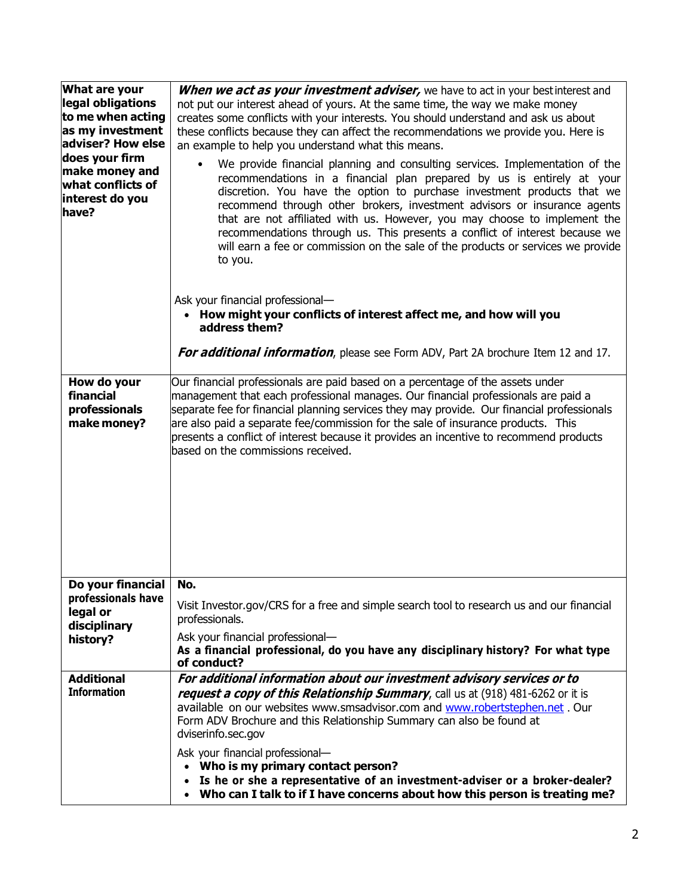| | |
|---|---|
| **What are your legal obligations to me when acting as my investment adviser? How else does your firm make money and what conflicts of interest do you have?** | ***When we act as your investment adviser,*** we have to act in your best interest and not put our interest ahead of yours. At the same time, the way we make money creates some conflicts with your interests. You should understand and ask us about these conflicts because they can affect the recommendations we provide you. Here is an example to help you understand what this means.<br><br>• We provide financial planning and consulting services. Implementation of the recommendations in a financial plan prepared by us is entirely at your discretion. You have the option to purchase investment products that we recommend through other brokers, investment advisors or insurance agents that are not affiliated with us. However, you may choose to implement the recommendations through us. This presents a conflict of interest because we will earn a fee or commission on the sale of the products or services we provide to you.<br><br>Ask your financial professional—<br>• **How might your conflicts of interest affect me, and how will you address them?**<br><br>***For additional information***, please see Form ADV, Part 2A brochure Item 12 and 17. |
| **How do your financial professionals make money?** | Our financial professionals are paid based on a percentage of the assets under management that each professional manages. Our financial professionals are paid a separate fee for financial planning services they may provide. Our financial professionals are also paid a separate fee/commission for the sale of insurance products. This presents a conflict of interest because it provides an incentive to recommend products based on the commissions received. |
| **Do your financial professionals have legal or disciplinary history?** | **No.**<br><br>Visit Investor.gov/CRS for a free and simple search tool to research us and our financial professionals.<br><br>Ask your financial professional—<br>**As a financial professional, do you have any disciplinary history? For what type of conduct?** |
| **Additional Information** | ***For additional information about our investment advisory services or to request a copy of this Relationship Summary***, call us at (918) 481-6262 or it is available on our websites www.smsadvisor.com and www.robertstephen.net . Our Form ADV Brochure and this Relationship Summary can also be found at dviserinfo.sec.gov<br><br>Ask your financial professional—<br>• **Who is my primary contact person?**<br>• **Is he or she a representative of an investment-adviser or a broker-dealer?**<br>• **Who can I talk to if I have concerns about how this person is treating me?** |